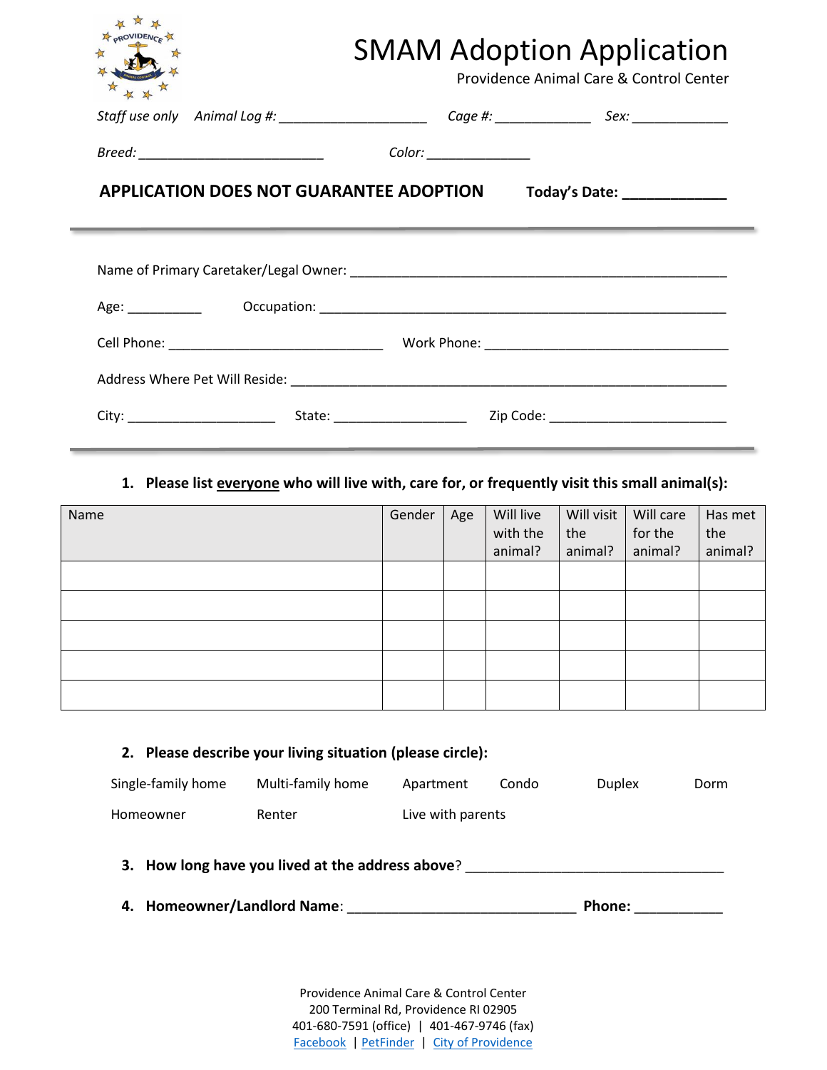# SMAM Adoption Application

Providence Animal Care & Control Center

*Staff use only* *Animal Log #:* ____________________ *Cage #:* _____________ *Sex:* _____________

*Breed:* _________________________ *Color:* ______________

**APPLICATION DOES NOT GUARANTEE ADOPTION** **Today's Date:** _____________

---

Name of Primary Caretaker/Legal Owner: ___________________________________________________

Age: __________ Occupation: ________________________________________________________

Cell Phone: _____________________________ Work Phone: _________________________________

Address Where Pet Will Reside: _________________________________________________________

City: ____________________ State: __________________ Zip Code: ________________________

---

1. **Please list <u>everyone</u> who will live with, care for, or frequently visit this small animal(s):**

| Name | Gender | Age | Will live with the animal? | Will visit the animal? | Will care for the animal? | Has met the animal? |
|---|---|---|---|---|---|---|
| | | | | | | |
| | | | | | | |
| | | | | | | |
| | | | | | | |
| | | | | | | |

2. **Please describe your living situation (please circle):**

Single-family home   Multi-family home   Apartment   Condo   Duplex   Dorm

Homeowner   Renter   Live with parents

3. **How long have you lived at the address above**? _________________________________

4. **Homeowner/Landlord Name**: ______________________________ **Phone:** ___________

Providence Animal Care & Control Center
200 Terminal Rd, Providence RI 02905
401-680-7591 (office) | 401-467-9746 (fax)
Facebook | PetFinder | City of Providence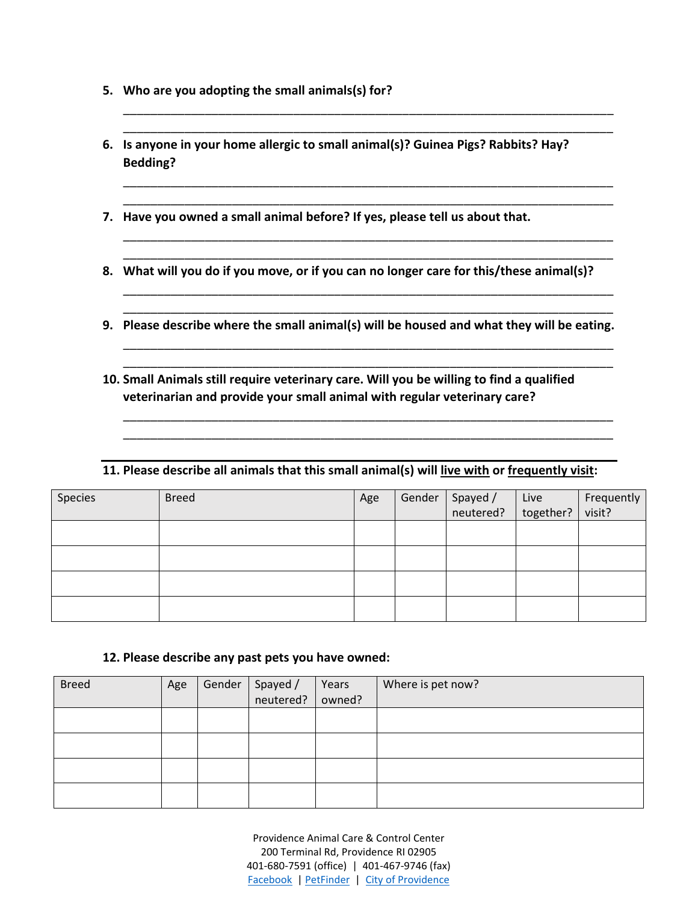5. **Who are you adopting the small animals(s) for?**

______________________________________________________________________________

______________________________________________________________________________

6. **Is anyone in your home allergic to small animal(s)? Guinea Pigs? Rabbits? Hay? Bedding?**

______________________________________________________________________________

______________________________________________________________________________

7. **Have you owned a small animal before? If yes, please tell us about that.**

______________________________________________________________________________

______________________________________________________________________________

8. **What will you do if you move, or if you can no longer care for this/these animal(s)?**

______________________________________________________________________________

______________________________________________________________________________

9. **Please describe where the small animal(s) will be housed and what they will be eating.**

______________________________________________________________________________

______________________________________________________________________________

10. **Small Animals still require veterinary care. Will you be willing to find a qualified veterinarian and provide your small animal with regular veterinary care?**

______________________________________________________________________________

______________________________________________________________________________

**11. Please describe all animals that this small animal(s) will <u>live with</u> or <u>frequently visit</u>:**

| Species | Breed | Age | Gender | Spayed / neutered? | Live together? | Frequently visit? |
|---|---|---|---|---|---|---|
| | | | | | | |
| | | | | | | |
| | | | | | | |
| | | | | | | |

**12. Please describe any past pets you have owned:**

| Breed | Age | Gender | Spayed / neutered? | Years owned? | Where is pet now? |
|---|---|---|---|---|---|
| | | | | | |
| | | | | | |
| | | | | | |
| | | | | | |

Providence Animal Care & Control Center
200 Terminal Rd, Providence RI 02905
401-680-7591 (office) | 401-467-9746 (fax)
Facebook | PetFinder | City of Providence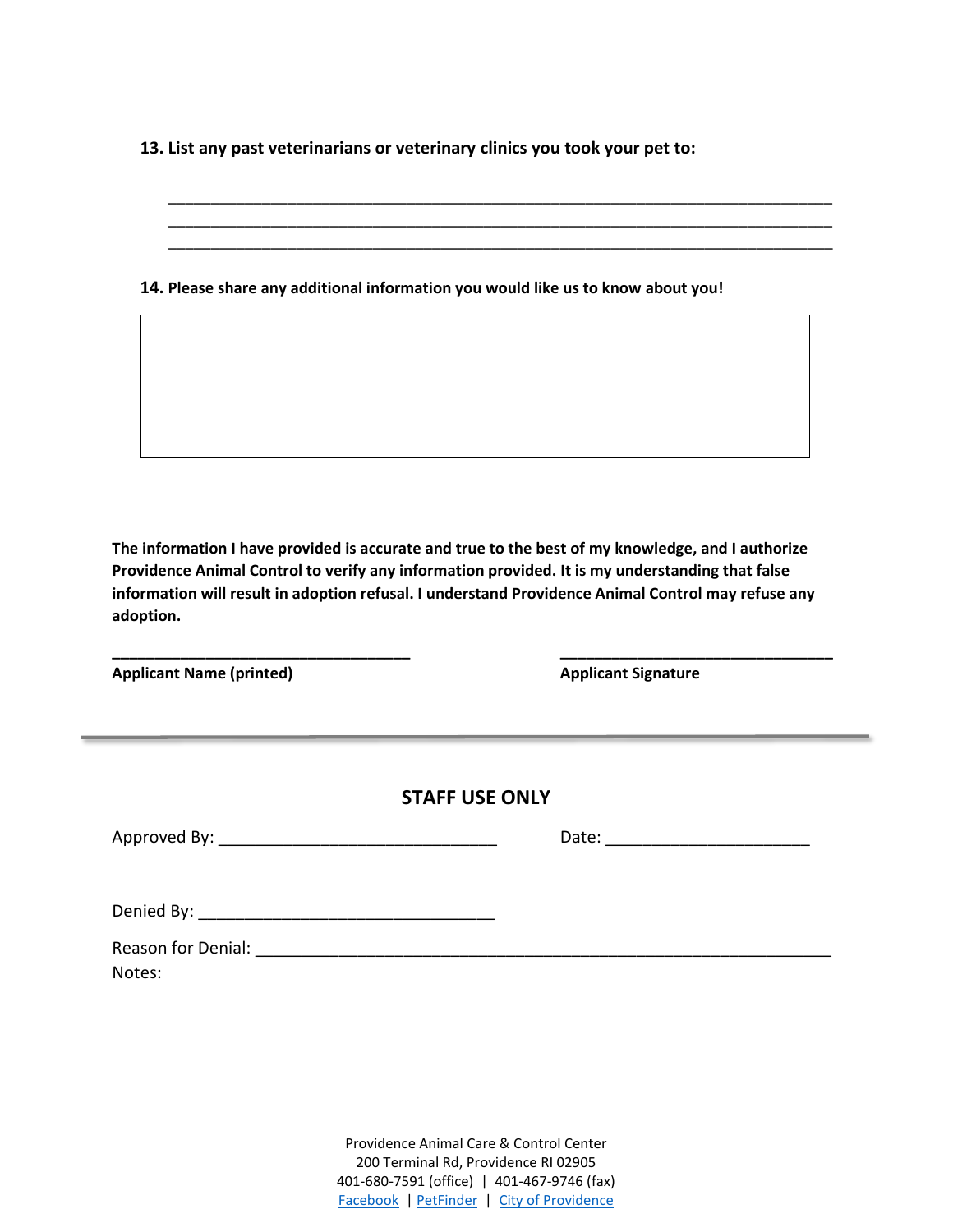**13. List any past veterinarians or veterinary clinics you took your pet to:**

_______________________________________________________________________________
_______________________________________________________________________________
_______________________________________________________________________________

**14. Please share any additional information you would like us to know about you!**

**The information I have provided is accurate and true to the best of my knowledge, and I authorize Providence Animal Control to verify any information provided. It is my understanding that false information will result in adoption refusal. I understand Providence Animal Control may refuse any adoption.**

**_________________________________**　　　　**______________________________**

**Applicant Name (printed)**　　　　**Applicant Signature**

---

## STAFF USE ONLY

Approved By: ______________________________　　Date: ______________________

Denied By: ________________________________

Reason for Denial: ______________________________________________________________

Notes:

Providence Animal Care & Control Center
200 Terminal Rd, Providence RI 02905
401-680-7591 (office) | 401-467-9746 (fax)
Facebook | PetFinder | City of Providence